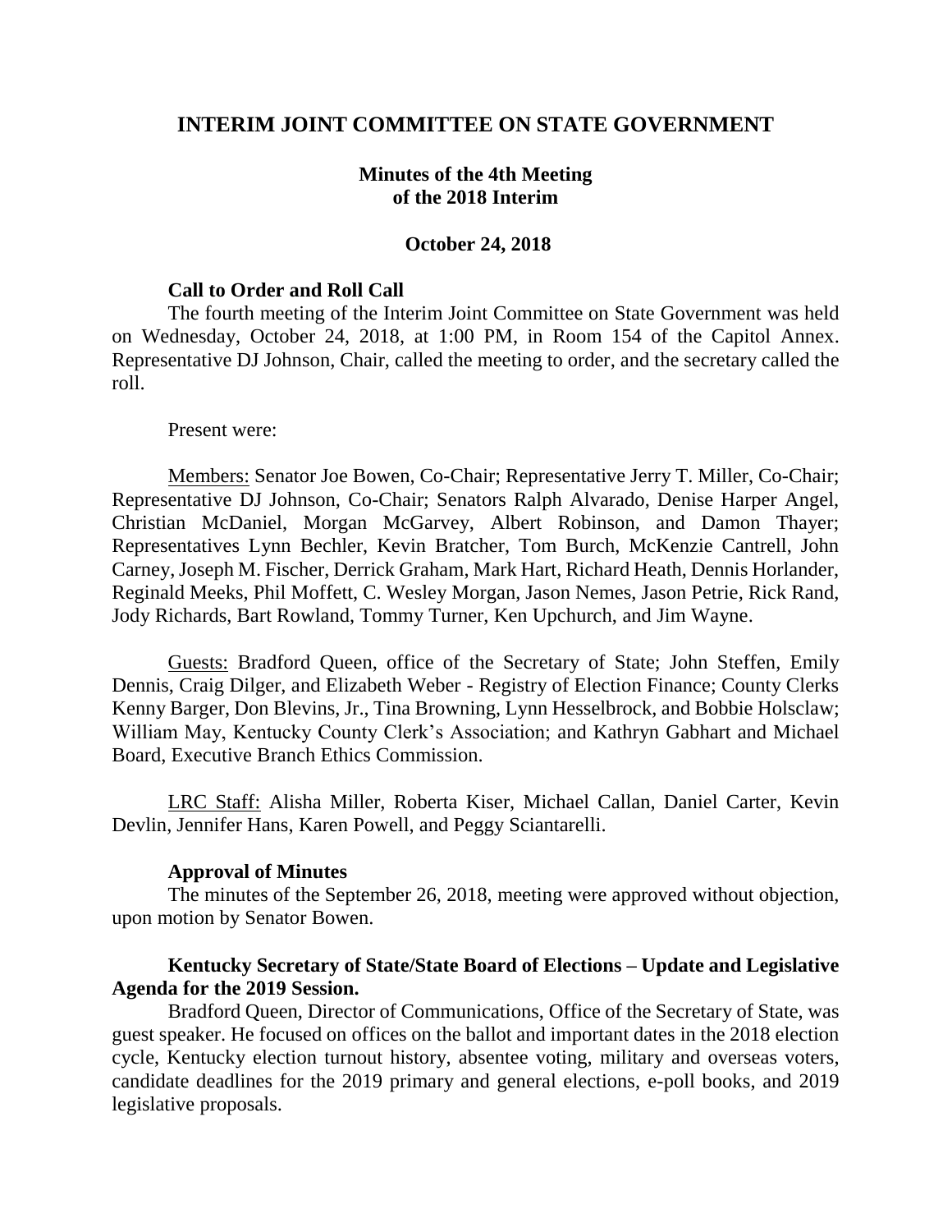# INTERIM JOINT COMMITTEE ON STATE GOVERNMENT

## Minutes of the 4th Meeting of the 2018 Interim

### October 24, 2018

**Call to Order and Roll Call**

The fourth meeting of the Interim Joint Committee on State Government was held on Wednesday, October 24, 2018, at 1:00 PM, in Room 154 of the Capitol Annex. Representative DJ Johnson, Chair, called the meeting to order, and the secretary called the roll.

Present were:

Members: Senator Joe Bowen, Co-Chair; Representative Jerry T. Miller, Co-Chair; Representative DJ Johnson, Co-Chair; Senators Ralph Alvarado, Denise Harper Angel, Christian McDaniel, Morgan McGarvey, Albert Robinson, and Damon Thayer; Representatives Lynn Bechler, Kevin Bratcher, Tom Burch, McKenzie Cantrell, John Carney, Joseph M. Fischer, Derrick Graham, Mark Hart, Richard Heath, Dennis Horlander, Reginald Meeks, Phil Moffett, C. Wesley Morgan, Jason Nemes, Jason Petrie, Rick Rand, Jody Richards, Bart Rowland, Tommy Turner, Ken Upchurch, and Jim Wayne.

Guests: Bradford Queen, office of the Secretary of State; John Steffen, Emily Dennis, Craig Dilger, and Elizabeth Weber - Registry of Election Finance; County Clerks Kenny Barger, Don Blevins, Jr., Tina Browning, Lynn Hesselbrock, and Bobbie Holsclaw; William May, Kentucky County Clerk's Association; and Kathryn Gabhart and Michael Board, Executive Branch Ethics Commission.

LRC Staff: Alisha Miller, Roberta Kiser, Michael Callan, Daniel Carter, Kevin Devlin, Jennifer Hans, Karen Powell, and Peggy Sciantarelli.

**Approval of Minutes**

The minutes of the September 26, 2018, meeting were approved without objection, upon motion by Senator Bowen.

**Kentucky Secretary of State/State Board of Elections – Update and Legislative Agenda for the 2019 Session.**

Bradford Queen, Director of Communications, Office of the Secretary of State, was guest speaker. He focused on offices on the ballot and important dates in the 2018 election cycle, Kentucky election turnout history, absentee voting, military and overseas voters, candidate deadlines for the 2019 primary and general elections, e-poll books, and 2019 legislative proposals.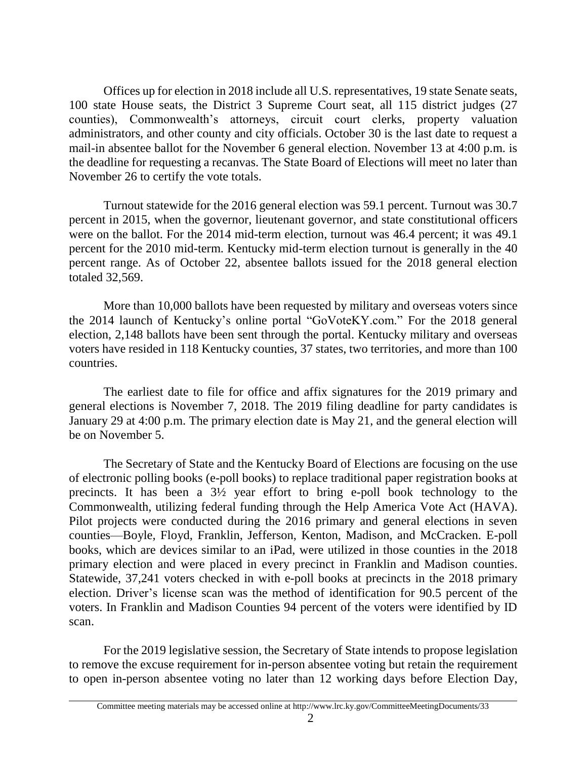Offices up for election in 2018 include all U.S. representatives, 19 state Senate seats, 100 state House seats, the District 3 Supreme Court seat, all 115 district judges (27 counties), Commonwealth's attorneys, circuit court clerks, property valuation administrators, and other county and city officials. October 30 is the last date to request a mail-in absentee ballot for the November 6 general election. November 13 at 4:00 p.m. is the deadline for requesting a recanvas. The State Board of Elections will meet no later than November 26 to certify the vote totals.

Turnout statewide for the 2016 general election was 59.1 percent. Turnout was 30.7 percent in 2015, when the governor, lieutenant governor, and state constitutional officers were on the ballot. For the 2014 mid-term election, turnout was 46.4 percent; it was 49.1 percent for the 2010 mid-term. Kentucky mid-term election turnout is generally in the 40 percent range. As of October 22, absentee ballots issued for the 2018 general election totaled 32,569.

More than 10,000 ballots have been requested by military and overseas voters since the 2014 launch of Kentucky's online portal "GoVoteKY.com." For the 2018 general election, 2,148 ballots have been sent through the portal. Kentucky military and overseas voters have resided in 118 Kentucky counties, 37 states, two territories, and more than 100 countries.

The earliest date to file for office and affix signatures for the 2019 primary and general elections is November 7, 2018. The 2019 filing deadline for party candidates is January 29 at 4:00 p.m. The primary election date is May 21, and the general election will be on November 5.

The Secretary of State and the Kentucky Board of Elections are focusing on the use of electronic polling books (e-poll books) to replace traditional paper registration books at precincts. It has been a 3½ year effort to bring e-poll book technology to the Commonwealth, utilizing federal funding through the Help America Vote Act (HAVA). Pilot projects were conducted during the 2016 primary and general elections in seven counties—Boyle, Floyd, Franklin, Jefferson, Kenton, Madison, and McCracken. E-poll books, which are devices similar to an iPad, were utilized in those counties in the 2018 primary election and were placed in every precinct in Franklin and Madison counties. Statewide, 37,241 voters checked in with e-poll books at precincts in the 2018 primary election. Driver's license scan was the method of identification for 90.5 percent of the voters. In Franklin and Madison Counties 94 percent of the voters were identified by ID scan.

For the 2019 legislative session, the Secretary of State intends to propose legislation to remove the excuse requirement for in-person absentee voting but retain the requirement to open in-person absentee voting no later than 12 working days before Election Day,

Committee meeting materials may be accessed online at http://www.lrc.ky.gov/CommitteeMeetingDocuments/33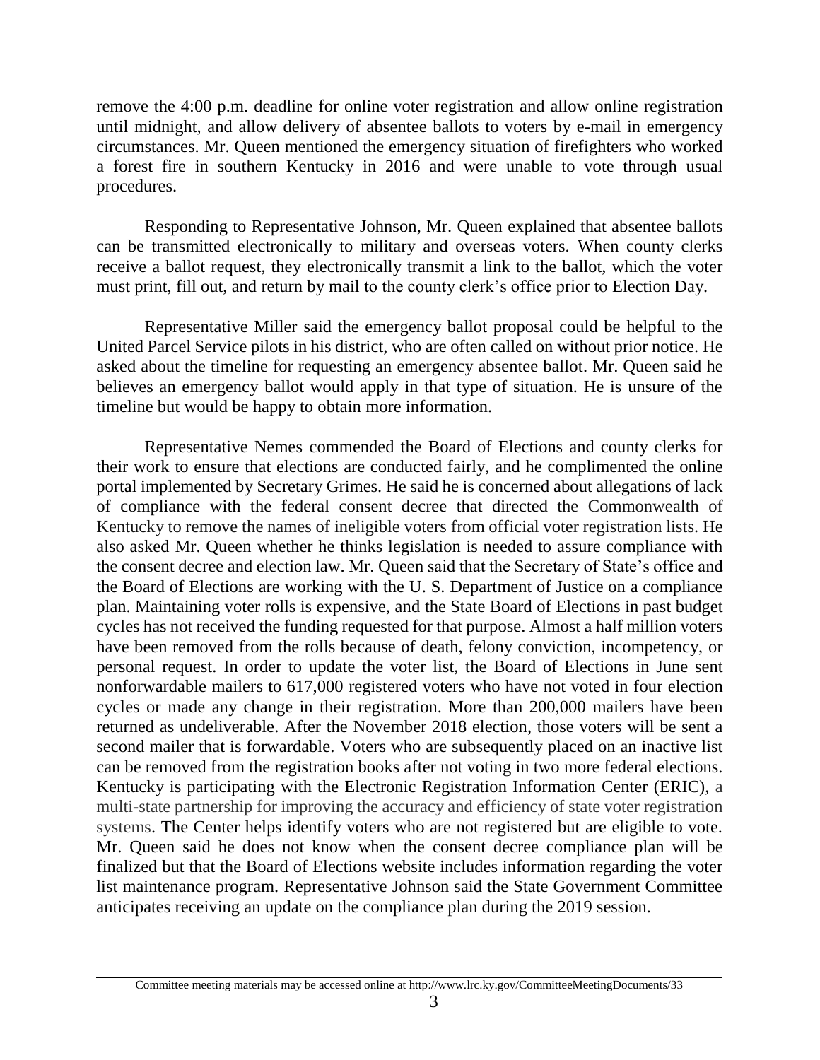remove the 4:00 p.m. deadline for online voter registration and allow online registration until midnight, and allow delivery of absentee ballots to voters by e-mail in emergency circumstances. Mr. Queen mentioned the emergency situation of firefighters who worked a forest fire in southern Kentucky in 2016 and were unable to vote through usual procedures.

Responding to Representative Johnson, Mr. Queen explained that absentee ballots can be transmitted electronically to military and overseas voters. When county clerks receive a ballot request, they electronically transmit a link to the ballot, which the voter must print, fill out, and return by mail to the county clerk's office prior to Election Day.

Representative Miller said the emergency ballot proposal could be helpful to the United Parcel Service pilots in his district, who are often called on without prior notice. He asked about the timeline for requesting an emergency absentee ballot. Mr. Queen said he believes an emergency ballot would apply in that type of situation. He is unsure of the timeline but would be happy to obtain more information.

Representative Nemes commended the Board of Elections and county clerks for their work to ensure that elections are conducted fairly, and he complimented the online portal implemented by Secretary Grimes. He said he is concerned about allegations of lack of compliance with the federal consent decree that directed the Commonwealth of Kentucky to remove the names of ineligible voters from official voter registration lists. He also asked Mr. Queen whether he thinks legislation is needed to assure compliance with the consent decree and election law. Mr. Queen said that the Secretary of State's office and the Board of Elections are working with the U. S. Department of Justice on a compliance plan. Maintaining voter rolls is expensive, and the State Board of Elections in past budget cycles has not received the funding requested for that purpose. Almost a half million voters have been removed from the rolls because of death, felony conviction, incompetency, or personal request. In order to update the voter list, the Board of Elections in June sent nonforwardable mailers to 617,000 registered voters who have not voted in four election cycles or made any change in their registration. More than 200,000 mailers have been returned as undeliverable. After the November 2018 election, those voters will be sent a second mailer that is forwardable. Voters who are subsequently placed on an inactive list can be removed from the registration books after not voting in two more federal elections. Kentucky is participating with the Electronic Registration Information Center (ERIC), a multi-state partnership for improving the accuracy and efficiency of state voter registration systems. The Center helps identify voters who are not registered but are eligible to vote. Mr. Queen said he does not know when the consent decree compliance plan will be finalized but that the Board of Elections website includes information regarding the voter list maintenance program. Representative Johnson said the State Government Committee anticipates receiving an update on the compliance plan during the 2019 session.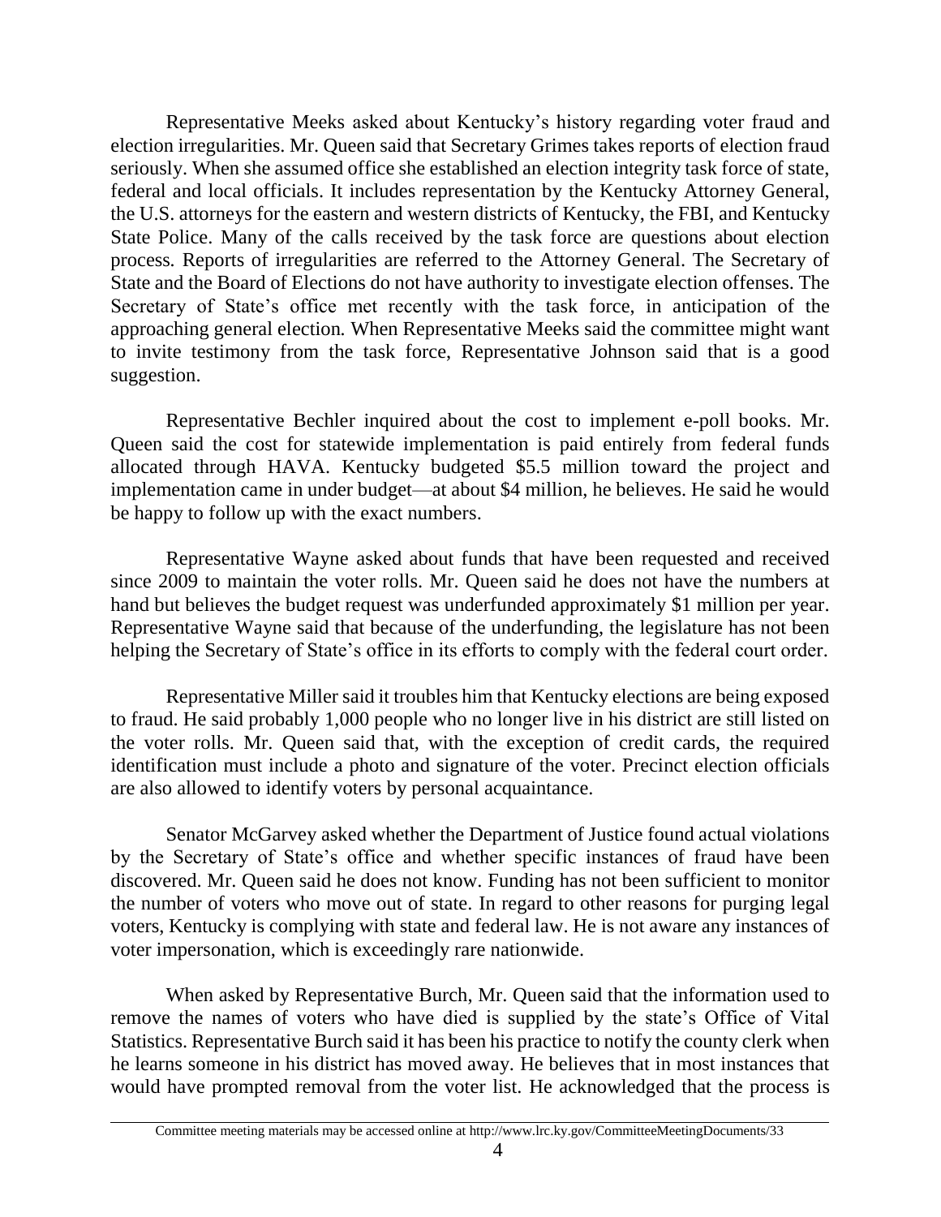Representative Meeks asked about Kentucky's history regarding voter fraud and election irregularities. Mr. Queen said that Secretary Grimes takes reports of election fraud seriously. When she assumed office she established an election integrity task force of state, federal and local officials. It includes representation by the Kentucky Attorney General, the U.S. attorneys for the eastern and western districts of Kentucky, the FBI, and Kentucky State Police. Many of the calls received by the task force are questions about election process. Reports of irregularities are referred to the Attorney General. The Secretary of State and the Board of Elections do not have authority to investigate election offenses. The Secretary of State's office met recently with the task force, in anticipation of the approaching general election. When Representative Meeks said the committee might want to invite testimony from the task force, Representative Johnson said that is a good suggestion.

Representative Bechler inquired about the cost to implement e-poll books. Mr. Queen said the cost for statewide implementation is paid entirely from federal funds allocated through HAVA. Kentucky budgeted $5.5 million toward the project and implementation came in under budget—at about $4 million, he believes. He said he would be happy to follow up with the exact numbers.

Representative Wayne asked about funds that have been requested and received since 2009 to maintain the voter rolls. Mr. Queen said he does not have the numbers at hand but believes the budget request was underfunded approximately $1 million per year. Representative Wayne said that because of the underfunding, the legislature has not been helping the Secretary of State's office in its efforts to comply with the federal court order.

Representative Miller said it troubles him that Kentucky elections are being exposed to fraud. He said probably 1,000 people who no longer live in his district are still listed on the voter rolls. Mr. Queen said that, with the exception of credit cards, the required identification must include a photo and signature of the voter. Precinct election officials are also allowed to identify voters by personal acquaintance.

Senator McGarvey asked whether the Department of Justice found actual violations by the Secretary of State's office and whether specific instances of fraud have been discovered. Mr. Queen said he does not know. Funding has not been sufficient to monitor the number of voters who move out of state. In regard to other reasons for purging legal voters, Kentucky is complying with state and federal law. He is not aware any instances of voter impersonation, which is exceedingly rare nationwide.

When asked by Representative Burch, Mr. Queen said that the information used to remove the names of voters who have died is supplied by the state's Office of Vital Statistics. Representative Burch said it has been his practice to notify the county clerk when he learns someone in his district has moved away. He believes that in most instances that would have prompted removal from the voter list. He acknowledged that the process is

Committee meeting materials may be accessed online at http://www.lrc.ky.gov/CommitteeMeetingDocuments/33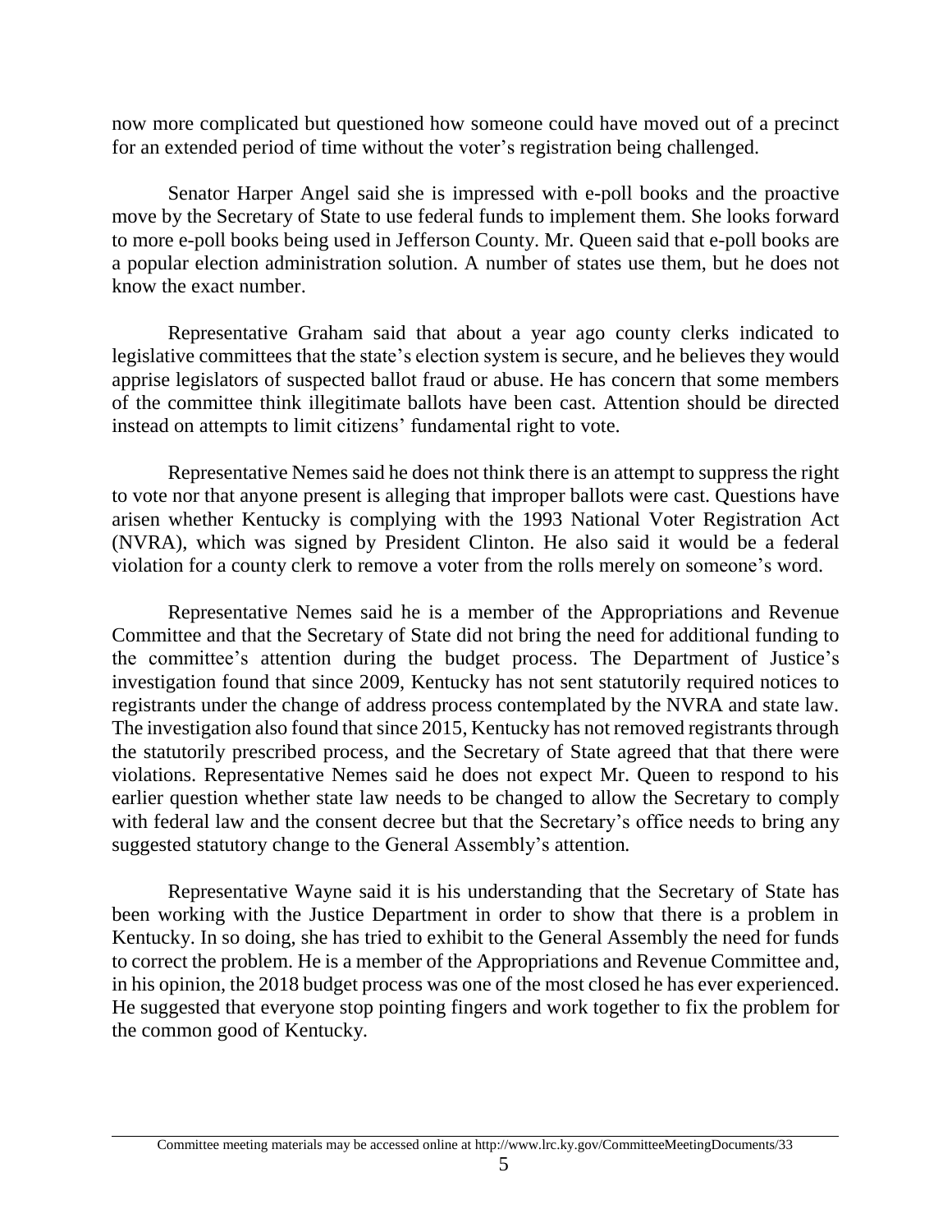now more complicated but questioned how someone could have moved out of a precinct for an extended period of time without the voter's registration being challenged.

Senator Harper Angel said she is impressed with e-poll books and the proactive move by the Secretary of State to use federal funds to implement them. She looks forward to more e-poll books being used in Jefferson County. Mr. Queen said that e-poll books are a popular election administration solution. A number of states use them, but he does not know the exact number.

Representative Graham said that about a year ago county clerks indicated to legislative committees that the state's election system is secure, and he believes they would apprise legislators of suspected ballot fraud or abuse. He has concern that some members of the committee think illegitimate ballots have been cast. Attention should be directed instead on attempts to limit citizens' fundamental right to vote.

Representative Nemes said he does not think there is an attempt to suppress the right to vote nor that anyone present is alleging that improper ballots were cast. Questions have arisen whether Kentucky is complying with the 1993 National Voter Registration Act (NVRA), which was signed by President Clinton. He also said it would be a federal violation for a county clerk to remove a voter from the rolls merely on someone's word.

Representative Nemes said he is a member of the Appropriations and Revenue Committee and that the Secretary of State did not bring the need for additional funding to the committee's attention during the budget process. The Department of Justice's investigation found that since 2009, Kentucky has not sent statutorily required notices to registrants under the change of address process contemplated by the NVRA and state law. The investigation also found that since 2015, Kentucky has not removed registrants through the statutorily prescribed process, and the Secretary of State agreed that that there were violations. Representative Nemes said he does not expect Mr. Queen to respond to his earlier question whether state law needs to be changed to allow the Secretary to comply with federal law and the consent decree but that the Secretary's office needs to bring any suggested statutory change to the General Assembly's attention.

Representative Wayne said it is his understanding that the Secretary of State has been working with the Justice Department in order to show that there is a problem in Kentucky. In so doing, she has tried to exhibit to the General Assembly the need for funds to correct the problem. He is a member of the Appropriations and Revenue Committee and, in his opinion, the 2018 budget process was one of the most closed he has ever experienced. He suggested that everyone stop pointing fingers and work together to fix the problem for the common good of Kentucky.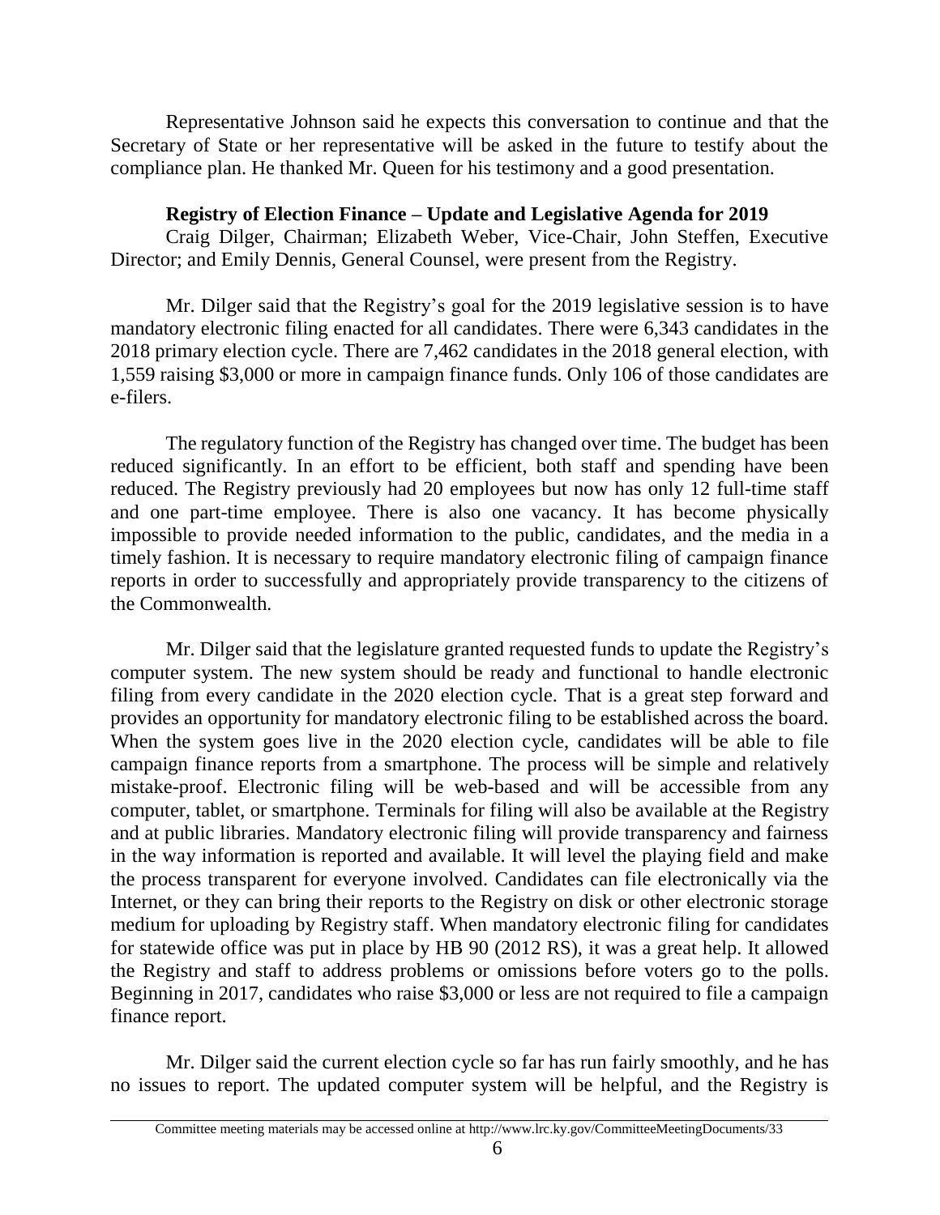Representative Johnson said he expects this conversation to continue and that the Secretary of State or her representative will be asked in the future to testify about the compliance plan. He thanked Mr. Queen for his testimony and a good presentation.

**Registry of Election Finance – Update and Legislative Agenda for 2019**

Craig Dilger, Chairman; Elizabeth Weber, Vice-Chair, John Steffen, Executive Director; and Emily Dennis, General Counsel, were present from the Registry.

Mr. Dilger said that the Registry's goal for the 2019 legislative session is to have mandatory electronic filing enacted for all candidates. There were 6,343 candidates in the 2018 primary election cycle. There are 7,462 candidates in the 2018 general election, with 1,559 raising $3,000 or more in campaign finance funds. Only 106 of those candidates are e-filers.

The regulatory function of the Registry has changed over time. The budget has been reduced significantly. In an effort to be efficient, both staff and spending have been reduced. The Registry previously had 20 employees but now has only 12 full-time staff and one part-time employee. There is also one vacancy. It has become physically impossible to provide needed information to the public, candidates, and the media in a timely fashion. It is necessary to require mandatory electronic filing of campaign finance reports in order to successfully and appropriately provide transparency to the citizens of the Commonwealth.

Mr. Dilger said that the legislature granted requested funds to update the Registry's computer system. The new system should be ready and functional to handle electronic filing from every candidate in the 2020 election cycle. That is a great step forward and provides an opportunity for mandatory electronic filing to be established across the board. When the system goes live in the 2020 election cycle, candidates will be able to file campaign finance reports from a smartphone. The process will be simple and relatively mistake-proof. Electronic filing will be web-based and will be accessible from any computer, tablet, or smartphone. Terminals for filing will also be available at the Registry and at public libraries. Mandatory electronic filing will provide transparency and fairness in the way information is reported and available. It will level the playing field and make the process transparent for everyone involved. Candidates can file electronically via the Internet, or they can bring their reports to the Registry on disk or other electronic storage medium for uploading by Registry staff. When mandatory electronic filing for candidates for statewide office was put in place by HB 90 (2012 RS), it was a great help. It allowed the Registry and staff to address problems or omissions before voters go to the polls. Beginning in 2017, candidates who raise $3,000 or less are not required to file a campaign finance report.

Mr. Dilger said the current election cycle so far has run fairly smoothly, and he has no issues to report. The updated computer system will be helpful, and the Registry is

Committee meeting materials may be accessed online at http://www.lrc.ky.gov/CommitteeMeetingDocuments/33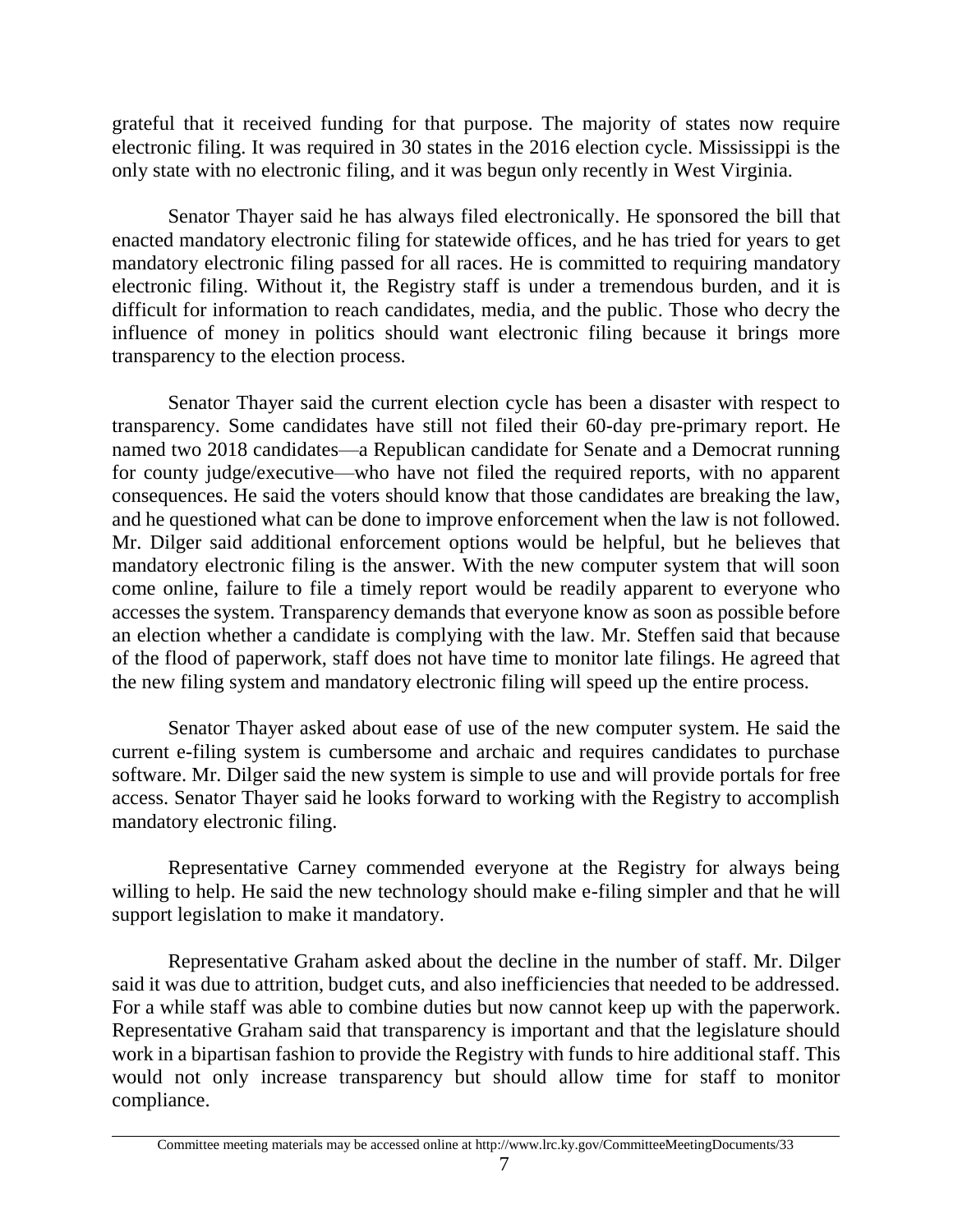grateful that it received funding for that purpose. The majority of states now require electronic filing. It was required in 30 states in the 2016 election cycle. Mississippi is the only state with no electronic filing, and it was begun only recently in West Virginia.

Senator Thayer said he has always filed electronically. He sponsored the bill that enacted mandatory electronic filing for statewide offices, and he has tried for years to get mandatory electronic filing passed for all races. He is committed to requiring mandatory electronic filing. Without it, the Registry staff is under a tremendous burden, and it is difficult for information to reach candidates, media, and the public. Those who decry the influence of money in politics should want electronic filing because it brings more transparency to the election process.

Senator Thayer said the current election cycle has been a disaster with respect to transparency. Some candidates have still not filed their 60-day pre-primary report. He named two 2018 candidates—a Republican candidate for Senate and a Democrat running for county judge/executive—who have not filed the required reports, with no apparent consequences. He said the voters should know that those candidates are breaking the law, and he questioned what can be done to improve enforcement when the law is not followed. Mr. Dilger said additional enforcement options would be helpful, but he believes that mandatory electronic filing is the answer. With the new computer system that will soon come online, failure to file a timely report would be readily apparent to everyone who accesses the system. Transparency demands that everyone know as soon as possible before an election whether a candidate is complying with the law. Mr. Steffen said that because of the flood of paperwork, staff does not have time to monitor late filings. He agreed that the new filing system and mandatory electronic filing will speed up the entire process.

Senator Thayer asked about ease of use of the new computer system. He said the current e-filing system is cumbersome and archaic and requires candidates to purchase software. Mr. Dilger said the new system is simple to use and will provide portals for free access. Senator Thayer said he looks forward to working with the Registry to accomplish mandatory electronic filing.

Representative Carney commended everyone at the Registry for always being willing to help. He said the new technology should make e-filing simpler and that he will support legislation to make it mandatory.

Representative Graham asked about the decline in the number of staff. Mr. Dilger said it was due to attrition, budget cuts, and also inefficiencies that needed to be addressed. For a while staff was able to combine duties but now cannot keep up with the paperwork. Representative Graham said that transparency is important and that the legislature should work in a bipartisan fashion to provide the Registry with funds to hire additional staff. This would not only increase transparency but should allow time for staff to monitor compliance.

Committee meeting materials may be accessed online at http://www.lrc.ky.gov/CommitteeMeetingDocuments/33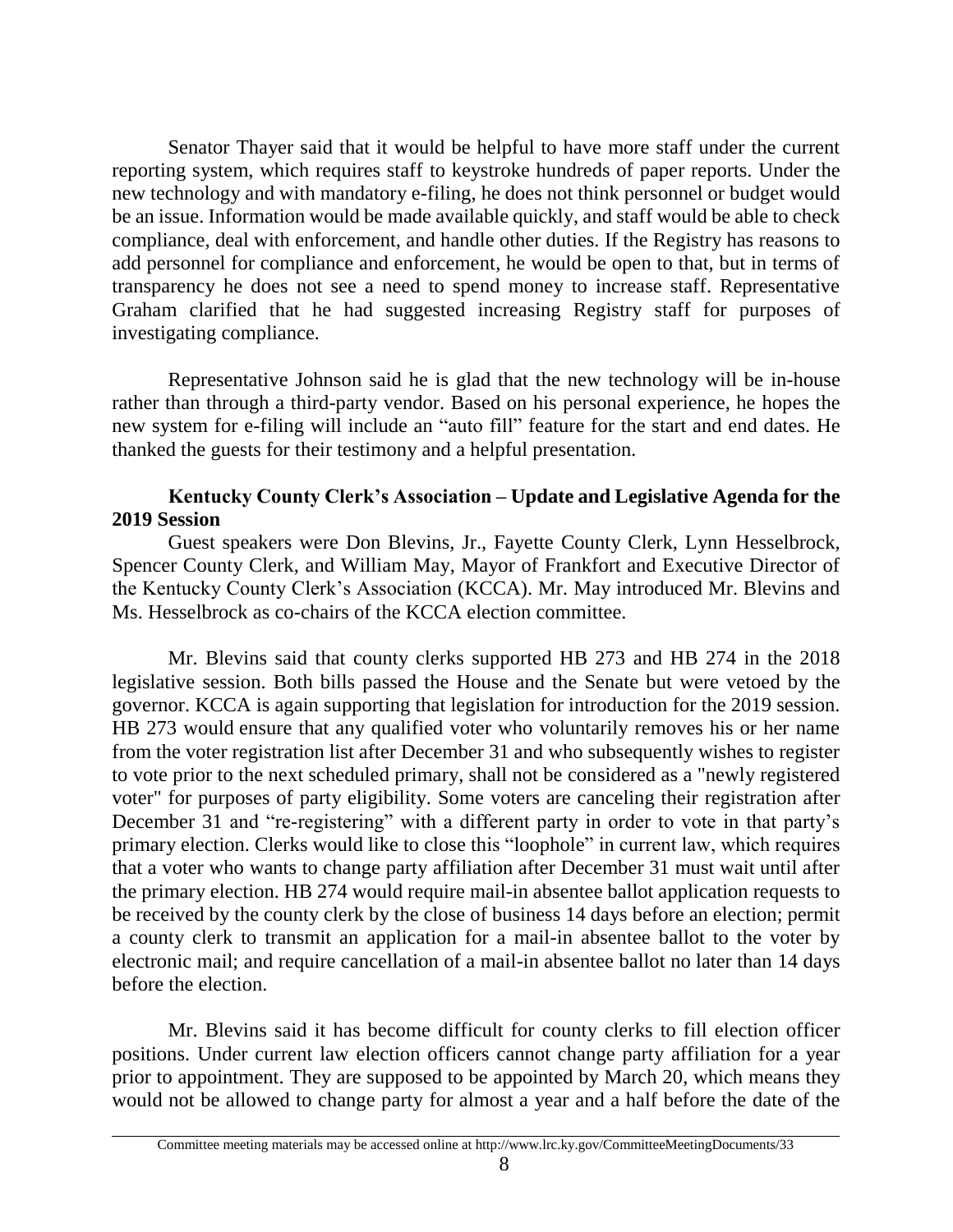Senator Thayer said that it would be helpful to have more staff under the current reporting system, which requires staff to keystroke hundreds of paper reports. Under the new technology and with mandatory e-filing, he does not think personnel or budget would be an issue. Information would be made available quickly, and staff would be able to check compliance, deal with enforcement, and handle other duties. If the Registry has reasons to add personnel for compliance and enforcement, he would be open to that, but in terms of transparency he does not see a need to spend money to increase staff. Representative Graham clarified that he had suggested increasing Registry staff for purposes of investigating compliance.

Representative Johnson said he is glad that the new technology will be in-house rather than through a third-party vendor. Based on his personal experience, he hopes the new system for e-filing will include an "auto fill" feature for the start and end dates. He thanked the guests for their testimony and a helpful presentation.

**Kentucky County Clerk's Association – Update and Legislative Agenda for the 2019 Session**

Guest speakers were Don Blevins, Jr., Fayette County Clerk, Lynn Hesselbrock, Spencer County Clerk, and William May, Mayor of Frankfort and Executive Director of the Kentucky County Clerk's Association (KCCA). Mr. May introduced Mr. Blevins and Ms. Hesselbrock as co-chairs of the KCCA election committee.

Mr. Blevins said that county clerks supported HB 273 and HB 274 in the 2018 legislative session. Both bills passed the House and the Senate but were vetoed by the governor. KCCA is again supporting that legislation for introduction for the 2019 session. HB 273 would ensure that any qualified voter who voluntarily removes his or her name from the voter registration list after December 31 and who subsequently wishes to register to vote prior to the next scheduled primary, shall not be considered as a "newly registered voter" for purposes of party eligibility. Some voters are canceling their registration after December 31 and "re-registering" with a different party in order to vote in that party's primary election. Clerks would like to close this "loophole" in current law, which requires that a voter who wants to change party affiliation after December 31 must wait until after the primary election. HB 274 would require mail-in absentee ballot application requests to be received by the county clerk by the close of business 14 days before an election; permit a county clerk to transmit an application for a mail-in absentee ballot to the voter by electronic mail; and require cancellation of a mail-in absentee ballot no later than 14 days before the election.

Mr. Blevins said it has become difficult for county clerks to fill election officer positions. Under current law election officers cannot change party affiliation for a year prior to appointment. They are supposed to be appointed by March 20, which means they would not be allowed to change party for almost a year and a half before the date of the

Committee meeting materials may be accessed online at http://www.lrc.ky.gov/CommitteeMeetingDocuments/33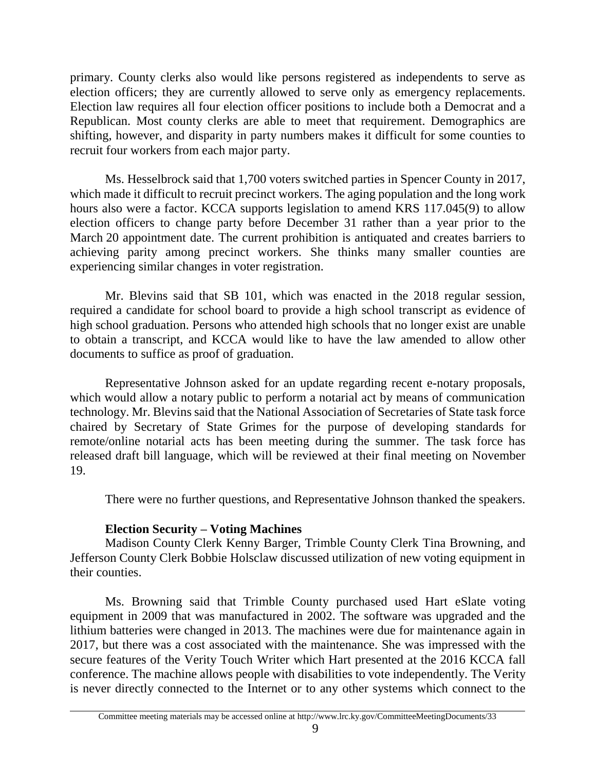primary. County clerks also would like persons registered as independents to serve as election officers; they are currently allowed to serve only as emergency replacements. Election law requires all four election officer positions to include both a Democrat and a Republican. Most county clerks are able to meet that requirement. Demographics are shifting, however, and disparity in party numbers makes it difficult for some counties to recruit four workers from each major party.

Ms. Hesselbrock said that 1,700 voters switched parties in Spencer County in 2017, which made it difficult to recruit precinct workers. The aging population and the long work hours also were a factor. KCCA supports legislation to amend KRS 117.045(9) to allow election officers to change party before December 31 rather than a year prior to the March 20 appointment date. The current prohibition is antiquated and creates barriers to achieving parity among precinct workers. She thinks many smaller counties are experiencing similar changes in voter registration.

Mr. Blevins said that SB 101, which was enacted in the 2018 regular session, required a candidate for school board to provide a high school transcript as evidence of high school graduation. Persons who attended high schools that no longer exist are unable to obtain a transcript, and KCCA would like to have the law amended to allow other documents to suffice as proof of graduation.

Representative Johnson asked for an update regarding recent e-notary proposals, which would allow a notary public to perform a notarial act by means of communication technology. Mr. Blevins said that the National Association of Secretaries of State task force chaired by Secretary of State Grimes for the purpose of developing standards for remote/online notarial acts has been meeting during the summer. The task force has released draft bill language, which will be reviewed at their final meeting on November 19.

There were no further questions, and Representative Johnson thanked the speakers.

**Election Security – Voting Machines**

Madison County Clerk Kenny Barger, Trimble County Clerk Tina Browning, and Jefferson County Clerk Bobbie Holsclaw discussed utilization of new voting equipment in their counties.

Ms. Browning said that Trimble County purchased used Hart eSlate voting equipment in 2009 that was manufactured in 2002. The software was upgraded and the lithium batteries were changed in 2013. The machines were due for maintenance again in 2017, but there was a cost associated with the maintenance. She was impressed with the secure features of the Verity Touch Writer which Hart presented at the 2016 KCCA fall conference. The machine allows people with disabilities to vote independently. The Verity is never directly connected to the Internet or to any other systems which connect to the

Committee meeting materials may be accessed online at http://www.lrc.ky.gov/CommitteeMeetingDocuments/33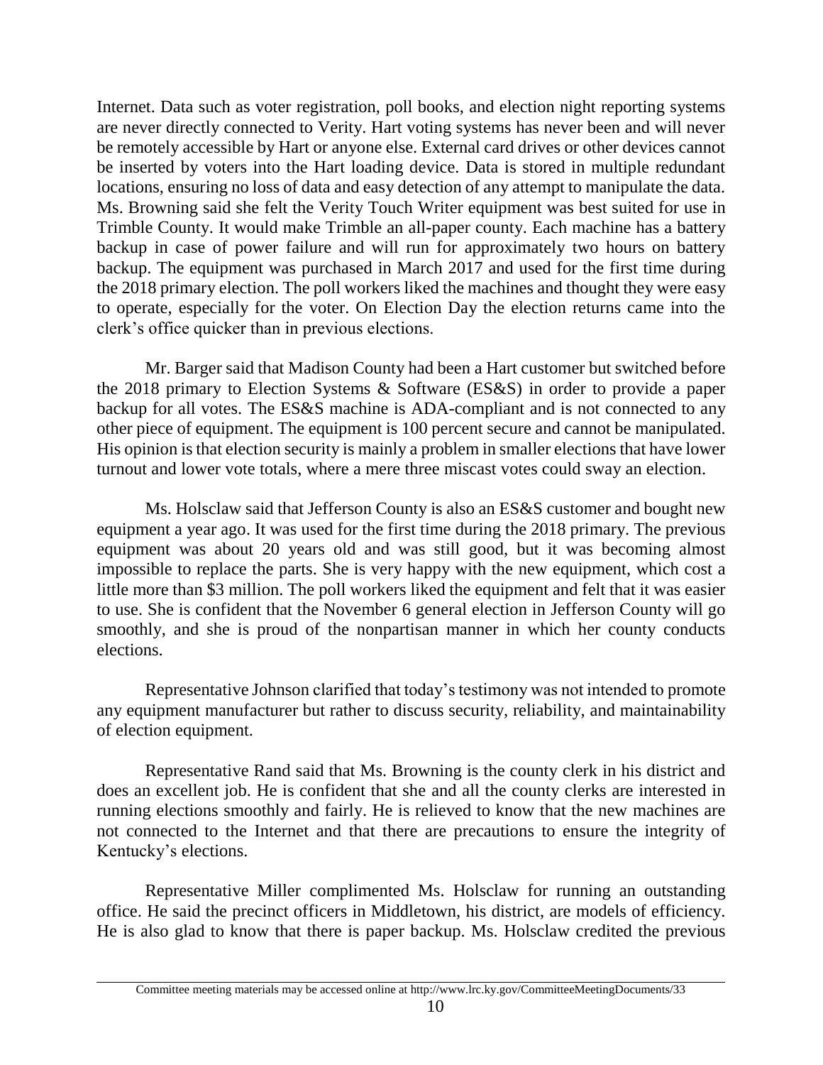Internet. Data such as voter registration, poll books, and election night reporting systems are never directly connected to Verity. Hart voting systems has never been and will never be remotely accessible by Hart or anyone else. External card drives or other devices cannot be inserted by voters into the Hart loading device. Data is stored in multiple redundant locations, ensuring no loss of data and easy detection of any attempt to manipulate the data. Ms. Browning said she felt the Verity Touch Writer equipment was best suited for use in Trimble County. It would make Trimble an all-paper county. Each machine has a battery backup in case of power failure and will run for approximately two hours on battery backup. The equipment was purchased in March 2017 and used for the first time during the 2018 primary election. The poll workers liked the machines and thought they were easy to operate, especially for the voter. On Election Day the election returns came into the clerk's office quicker than in previous elections.

Mr. Barger said that Madison County had been a Hart customer but switched before the 2018 primary to Election Systems & Software (ES&S) in order to provide a paper backup for all votes. The ES&S machine is ADA-compliant and is not connected to any other piece of equipment. The equipment is 100 percent secure and cannot be manipulated. His opinion is that election security is mainly a problem in smaller elections that have lower turnout and lower vote totals, where a mere three miscast votes could sway an election.

Ms. Holsclaw said that Jefferson County is also an ES&S customer and bought new equipment a year ago. It was used for the first time during the 2018 primary. The previous equipment was about 20 years old and was still good, but it was becoming almost impossible to replace the parts. She is very happy with the new equipment, which cost a little more than $3 million. The poll workers liked the equipment and felt that it was easier to use. She is confident that the November 6 general election in Jefferson County will go smoothly, and she is proud of the nonpartisan manner in which her county conducts elections.

Representative Johnson clarified that today's testimony was not intended to promote any equipment manufacturer but rather to discuss security, reliability, and maintainability of election equipment.

Representative Rand said that Ms. Browning is the county clerk in his district and does an excellent job. He is confident that she and all the county clerks are interested in running elections smoothly and fairly. He is relieved to know that the new machines are not connected to the Internet and that there are precautions to ensure the integrity of Kentucky's elections.

Representative Miller complimented Ms. Holsclaw for running an outstanding office. He said the precinct officers in Middletown, his district, are models of efficiency. He is also glad to know that there is paper backup. Ms. Holsclaw credited the previous

Committee meeting materials may be accessed online at http://www.lrc.ky.gov/CommitteeMeetingDocuments/33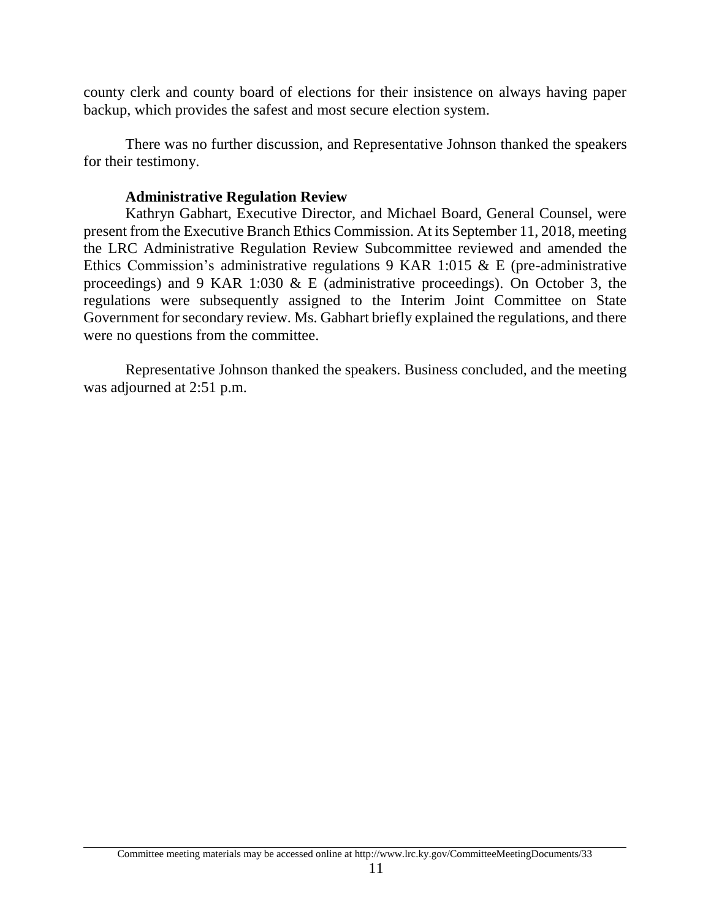county clerk and county board of elections for their insistence on always having paper backup, which provides the safest and most secure election system.

There was no further discussion, and Representative Johnson thanked the speakers for their testimony.

**Administrative Regulation Review**

Kathryn Gabhart, Executive Director, and Michael Board, General Counsel, were present from the Executive Branch Ethics Commission. At its September 11, 2018, meeting the LRC Administrative Regulation Review Subcommittee reviewed and amended the Ethics Commission's administrative regulations 9 KAR 1:015 & E (pre-administrative proceedings) and 9 KAR 1:030 & E (administrative proceedings). On October 3, the regulations were subsequently assigned to the Interim Joint Committee on State Government for secondary review. Ms. Gabhart briefly explained the regulations, and there were no questions from the committee.

Representative Johnson thanked the speakers. Business concluded, and the meeting was adjourned at 2:51 p.m.